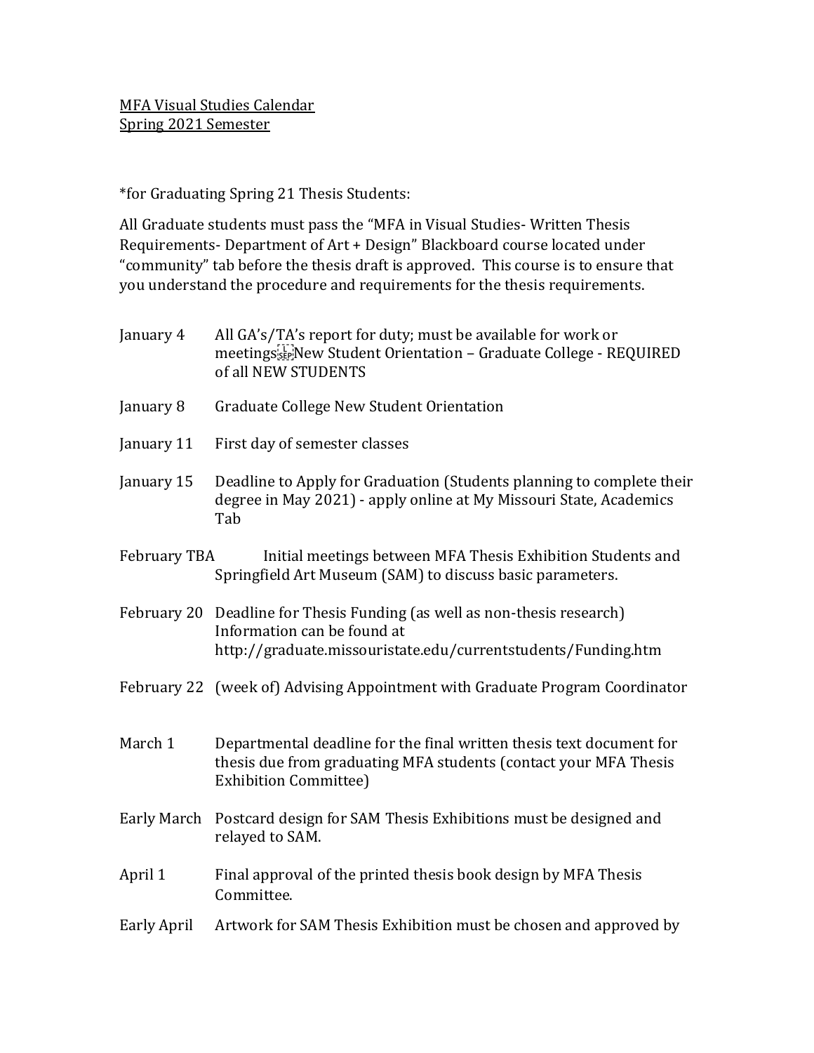MFA Visual Studies Calendar
Spring 2021 Semester

*for Graduating Spring 21 Thesis Students:

All Graduate students must pass the "MFA in Visual Studies- Written Thesis Requirements- Department of Art + Design" Blackboard course located under "community" tab before the thesis draft is approved. This course is to ensure that you understand the procedure and requirements for the thesis requirements.

January 4 — All GA's/TA's report for duty; must be available for work or meetings New Student Orientation – Graduate College - REQUIRED of all NEW STUDENTS

January 8 — Graduate College New Student Orientation

January 11 — First day of semester classes

January 15 — Deadline to Apply for Graduation (Students planning to complete their degree in May 2021) - apply online at My Missouri State, Academics Tab

February TBA — Initial meetings between MFA Thesis Exhibition Students and Springfield Art Museum (SAM) to discuss basic parameters.

February 20 — Deadline for Thesis Funding (as well as non-thesis research) Information can be found at http://graduate.missouristate.edu/currentstudents/Funding.htm

February 22 — (week of) Advising Appointment with Graduate Program Coordinator

March 1 — Departmental deadline for the final written thesis text document for thesis due from graduating MFA students (contact your MFA Thesis Exhibition Committee)

Early March — Postcard design for SAM Thesis Exhibitions must be designed and relayed to SAM.

April 1 — Final approval of the printed thesis book design by MFA Thesis Committee.

Early April — Artwork for SAM Thesis Exhibition must be chosen and approved by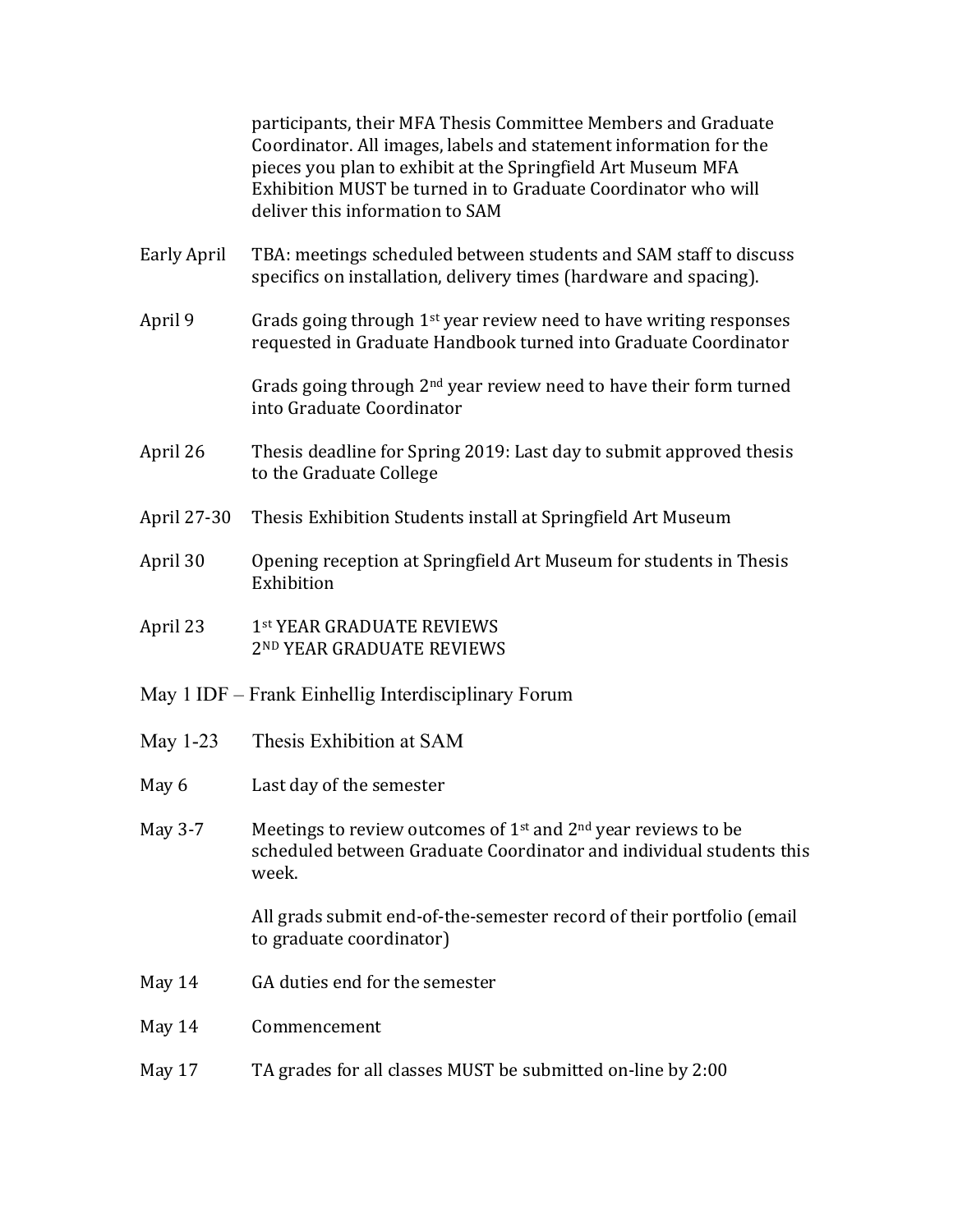participants, their MFA Thesis Committee Members and Graduate Coordinator. All images, labels and statement information for the pieces you plan to exhibit at the Springfield Art Museum MFA Exhibition MUST be turned in to Graduate Coordinator who will deliver this information to SAM

| | |
|---|---|
| Early April | TBA: meetings scheduled between students and SAM staff to discuss specifics on installation, delivery times (hardware and spacing). |
| April 9 | Grads going through 1st year review need to have writing responses requested in Graduate Handbook turned into Graduate Coordinator<br><br>Grads going through 2nd year review need to have their form turned into Graduate Coordinator |
| April 26 | Thesis deadline for Spring 2019: Last day to submit approved thesis to the Graduate College |
| April 27-30 | Thesis Exhibition Students install at Springfield Art Museum |
| April 30 | Opening reception at Springfield Art Museum for students in Thesis Exhibition |
| April 23 | 1st YEAR GRADUATE REVIEWS<br>2ND YEAR GRADUATE REVIEWS |
| May 1 | IDF – Frank Einhellig Interdisciplinary Forum |
| May 1-23 | Thesis Exhibition at SAM |
| May 6 | Last day of the semester |
| May 3-7 | Meetings to review outcomes of 1st and 2nd year reviews to be scheduled between Graduate Coordinator and individual students this week.<br><br>All grads submit end-of-the-semester record of their portfolio (email to graduate coordinator) |
| May 14 | GA duties end for the semester |
| May 14 | Commencement |
| May 17 | TA grades for all classes MUST be submitted on-line by 2:00 |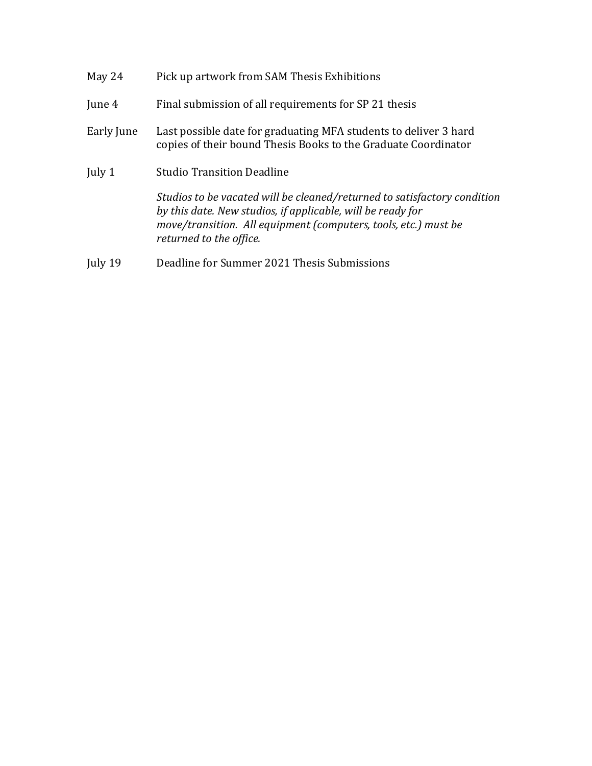| | |
|---|---|
| May 24 | Pick up artwork from SAM Thesis Exhibitions |
| June 4 | Final submission of all requirements for SP 21 thesis |
| Early June | Last possible date for graduating MFA students to deliver 3 hard copies of their bound Thesis Books to the Graduate Coordinator |
| July 1 | Studio Transition Deadline<br><br>*Studios to be vacated will be cleaned/returned to satisfactory condition by this date. New studios, if applicable, will be ready for move/transition. All equipment (computers, tools, etc.) must be returned to the office.* |
| July 19 | Deadline for Summer 2021 Thesis Submissions |